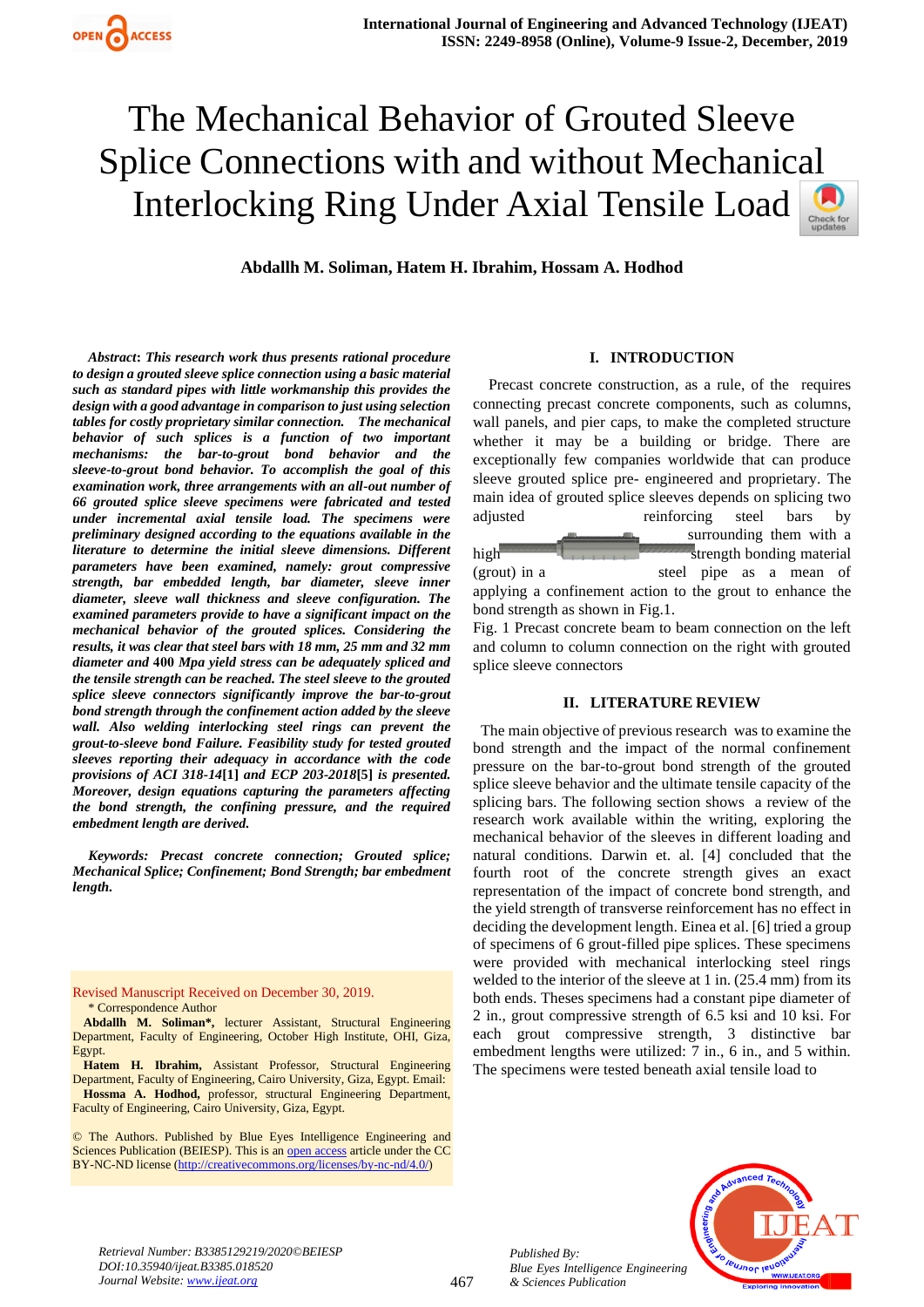# The Mechanical Behavior of Grouted Sleeve Splice Connections with and without Mechanical Interlocking Ring Under Axial Tensile Load

**Abdallh M. Soliman, Hatem H. Ibrahim, Hossam A. Hodhod**

***Abstract*: *This research work thus presents rational procedure to design a grouted sleeve splice connection using a basic material such as standard pipes with little workmanship this provides the design with a good advantage in comparison to just using selection tables for costly proprietary similar connection. The mechanical behavior of such splices is a function of two important mechanisms: the bar-to-grout bond behavior and the sleeve-to-grout bond behavior. To accomplish the goal of this examination work, three arrangements with an all-out number of 66 grouted splice sleeve specimens were fabricated and tested under incremental axial tensile load. The specimens were preliminary designed according to the equations available in the literature to determine the initial sleeve dimensions. Different parameters have been examined, namely: grout compressive strength, bar embedded length, bar diameter, sleeve inner diameter, sleeve wall thickness and sleeve configuration. The examined parameters provide to have a significant impact on the mechanical behavior of the grouted splices. Considering the results, it was clear that steel bars with 18 mm, 25 mm and 32 mm diameter and* 400 *Mpa yield stress can be adequately spliced and the tensile strength can be reached. The steel sleeve to the grouted splice sleeve connectors significantly improve the bar-to-grout bond strength through the confinement action added by the sleeve wall. Also welding interlocking steel rings can prevent the grout-to-sleeve bond Failure. Feasibility study for tested grouted sleeves reporting their adequacy in accordance with the code provisions of ACI 318-14*[1] *and ECP 203-2018*[5] *is presented. Moreover, design equations capturing the parameters affecting the bond strength, the confining pressure, and the required embedment length are derived.***

***Keywords: Precast concrete connection; Grouted splice; Mechanical Splice; Confinement; Bond Strength; bar embedment length.***

Revised Manuscript Received on December 30, 2019.

\* Correspondence Author

**Abdallh M. Soliman\*,** lecturer Assistant, Structural Engineering Department, Faculty of Engineering, October High Institute, OHI, Giza, Egypt.

**Hatem H. Ibrahim,** Assistant Professor, Structural Engineering Department, Faculty of Engineering, Cairo University, Giza, Egypt. Email:

**Hossma A. Hodhod,** professor, structural Engineering Department, Faculty of Engineering, Cairo University, Giza, Egypt.

© The Authors. Published by Blue Eyes Intelligence Engineering and Sciences Publication (BEIESP). This is an open access article under the CC BY-NC-ND license (http://creativecommons.org/licenses/by-nc-nd/4.0/)

## I. INTRODUCTION

Precast concrete construction, as a rule, of the requires connecting precast concrete components, such as columns, wall panels, and pier caps, to make the completed structure whether it may be a building or bridge. There are exceptionally few companies worldwide that can produce sleeve grouted splice pre- engineered and proprietary. The main idea of grouted splice sleeves depends on splicing two adjusted reinforcing steel bars by surrounding them with a high strength bonding material (grout) in a steel pipe as a mean of applying a confinement action to the grout to enhance the bond strength as shown in Fig.1.

Fig. 1 Precast concrete beam to beam connection on the left and column to column connection on the right with grouted splice sleeve connectors

## II. LITERATURE REVIEW

The main objective of previous research was to examine the bond strength and the impact of the normal confinement pressure on the bar-to-grout bond strength of the grouted splice sleeve behavior and the ultimate tensile capacity of the splicing bars. The following section shows a review of the research work available within the writing, exploring the mechanical behavior of the sleeves in different loading and natural conditions. Darwin et. al. [4] concluded that the fourth root of the concrete strength gives an exact representation of the impact of concrete bond strength, and the yield strength of transverse reinforcement has no effect in deciding the development length. Einea et al. [6] tried a group of specimens of 6 grout-filled pipe splices. These specimens were provided with mechanical interlocking steel rings welded to the interior of the sleeve at 1 in. (25.4 mm) from its both ends. Theses specimens had a constant pipe diameter of 2 in., grout compressive strength of 6.5 ksi and 10 ksi. For each grout compressive strength, 3 distinctive bar embedment lengths were utilized: 7 in., 6 in., and 5 within. The specimens were tested beneath axial tensile load to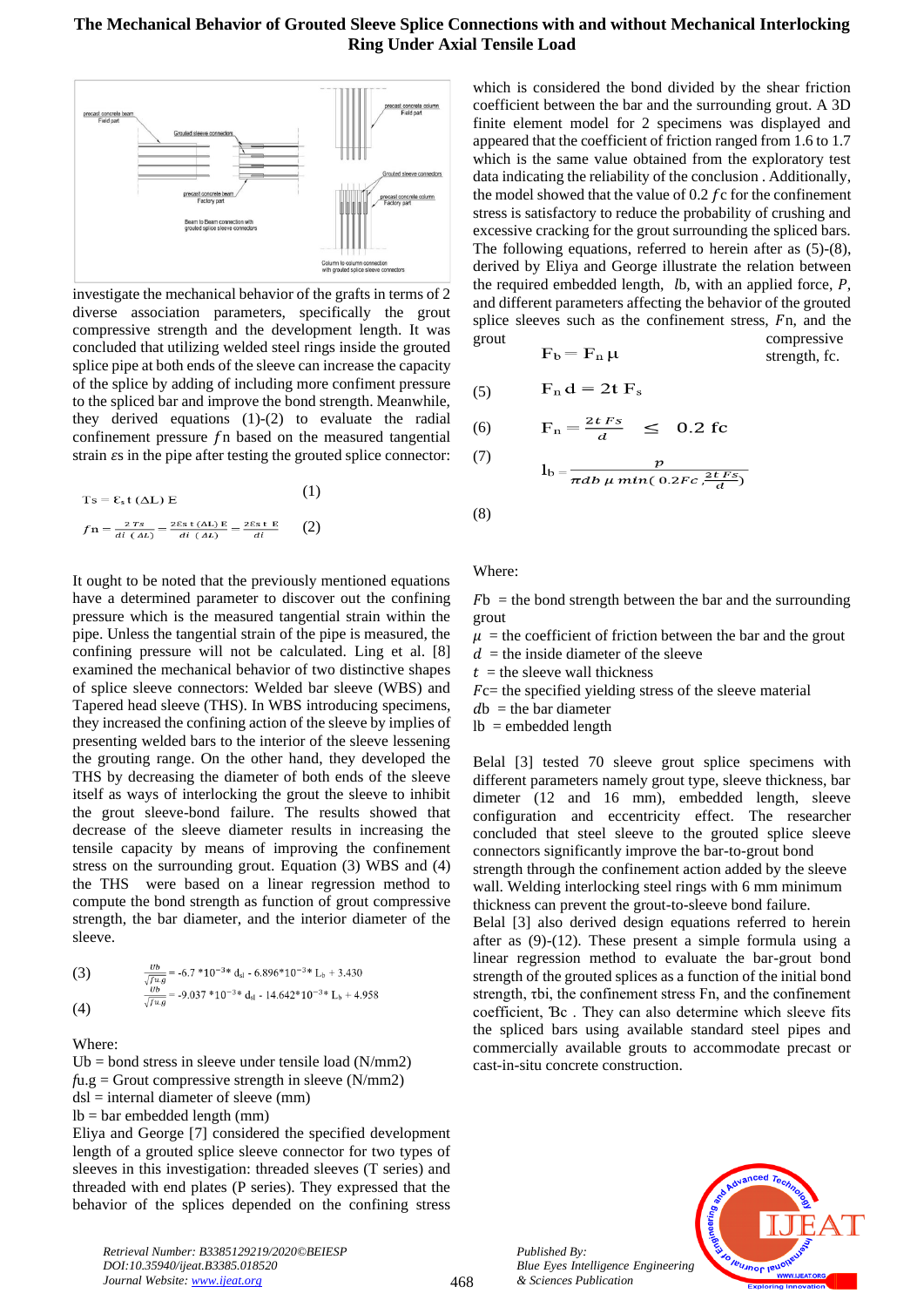investigate the mechanical behavior of the grafts in terms of 2 diverse association parameters, specifically the grout compressive strength and the development length. It was concluded that utilizing welded steel rings inside the grouted splice pipe at both ends of the sleeve can increase the capacity of the splice by adding of including more confiment pressure to the spliced bar and improve the bond strength. Meanwhile, they derived equations (1)-(2) to evaluate the radial confinement pressure $f$n based on the measured tangential strain $\varepsilon$s in the pipe after testing the grouted splice connector:

$$T_s = \varepsilon_s\, t\, (\Delta L)\, E \qquad (1)$$

$$f_n = \frac{2\,T_s}{d_i\,(\Delta L)} = \frac{2\varepsilon_s\, t\,(\Delta L)\, E}{d_i\,(\Delta L)} = \frac{2\varepsilon_s\, t\, E}{d_i} \qquad (2)$$

It ought to be noted that the previously mentioned equations have a determined parameter to discover out the confining pressure which is the measured tangential strain within the pipe. Unless the tangential strain of the pipe is measured, the confining pressure will not be calculated. Ling et al. [8] examined the mechanical behavior of two distinctive shapes of splice sleeve connectors: Welded bar sleeve (WBS) and Tapered head sleeve (THS). In WBS introducing specimens, they increased the confining action of the sleeve by implies of presenting welded bars to the interior of the sleeve lessening the grouting range. On the other hand, they developed the THS by decreasing the diameter of both ends of the sleeve itself as ways of interlocking the grout the sleeve to inhibit the grout sleeve-bond failure. The results showed that decrease of the sleeve diameter results in increasing the tensile capacity by means of improving the confinement stress on the surrounding grout. Equation (3) WBS and (4) the THS were based on a linear regression method to compute the bond strength as function of grout compressive strength, the bar diameter, and the interior diameter of the sleeve.

$$\frac{U_b}{\sqrt{f_{u.g}}} = -6.7 * 10^{-3} * d_{sl} - 6.896 * 10^{-3} * L_b + 3.430 \qquad (3)$$

$$\frac{U_b}{\sqrt{f_{u.g}}} = -9.037 * 10^{-3} * d_{sl} - 14.642 * 10^{-3} * L_b + 4.958 \qquad (4)$$

Where:

Ub = bond stress in sleeve under tensile load (N/mm2)
$f$u.g = Grout compressive strength in sleeve (N/mm2)
dsl = internal diameter of sleeve (mm)
lb = bar embedded length (mm)

Eliya and George [7] considered the specified development length of a grouted splice sleeve connector for two types of sleeves in this investigation: threaded sleeves (T series) and threaded with end plates (P series). They expressed that the behavior of the splices depended on the confining stress which is considered the bond divided by the shear friction coefficient between the bar and the surrounding grout. A 3D finite element model for 2 specimens was displayed and appeared that the coefficient of friction ranged from 1.6 to 1.7 which is the same value obtained from the exploratory test data indicating the reliability of the conclusion. Additionally, the model showed that the value of 0.2 $f$c for the confinement stress is satisfactory to reduce the probability of crushing and excessive cracking for the grout surrounding the spliced bars. The following equations, referred to herein after as (5)-(8), derived by Eliya and George illustrate the relation between the required embedded length, $l$b, with an applied force, $P$, and different parameters affecting the behavior of the grouted splice sleeves such as the confinement stress, $F$n, and the grout compressive strength, fc.

$$F_b = F_n\, \mu \qquad (5)$$

$$F_n\, d = 2t\, F_s \qquad (6)$$

$$F_n = \frac{2t\,F_s}{d} \leq 0.2\, fc \qquad (7)$$

$$l_b = \frac{P}{\pi d_b\, \mu\, \min(0.2Fc, \frac{2t\,F_s}{d})} \qquad (8)$$

Where:

$F$b = the bond strength between the bar and the surrounding grout
$\mu$ = the coefficient of friction between the bar and the grout
$d$ = the inside diameter of the sleeve
$t$ = the sleeve wall thickness
$F$c= the specified yielding stress of the sleeve material
$d$b = the bar diameter
lb = embedded length

Belal [3] tested 70 sleeve grout splice specimens with different parameters namely grout type, sleeve thickness, bar dimeter (12 and 16 mm), embedded length, sleeve configuration and eccentricity effect. The researcher concluded that steel sleeve to the grouted splice sleeve connectors significantly improve the bar-to-grout bond strength through the confinement action added by the sleeve wall. Welding interlocking steel rings with 6 mm minimum thickness can prevent the grout-to-sleeve bond failure.

Belal [3] also derived design equations referred to herein after as (9)-(12). These present a simple formula using a linear regression method to evaluate the bar-grout bond strength of the grouted splices as a function of the initial bond strength, τbi, the confinement stress Fn, and the confinement coefficient, Ɓc . They can also determine which sleeve fits the spliced bars using available standard steel pipes and commercially available grouts to accommodate precast or cast-in-situ concrete construction.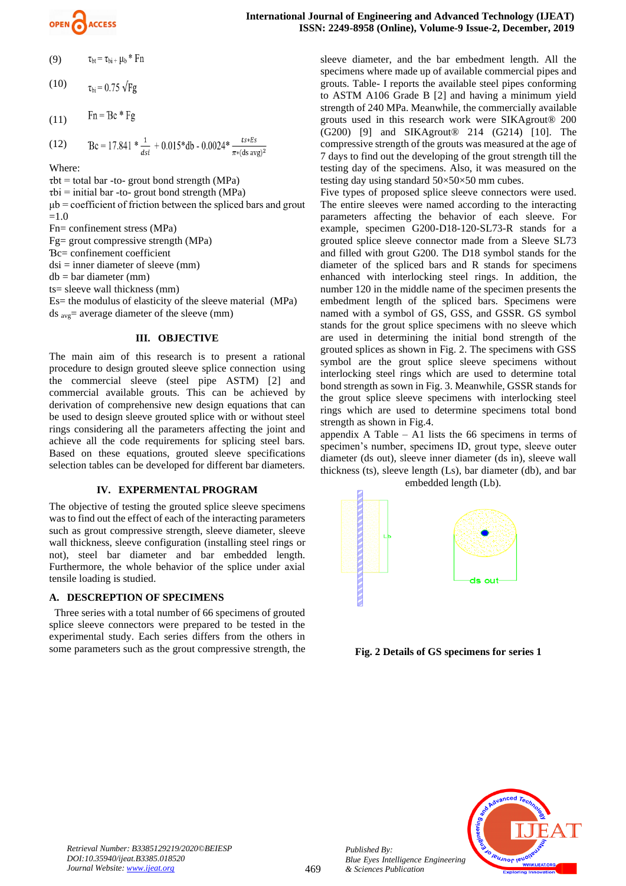(9) $\tau_{bt} = \tau_{bi} + \mu_b * Fn$

(10) $\tau_{bi} = 0.75 \sqrt{Fg}$

(11) $Fn = Bc * Fg$

(12) $Bc = 17.841 * \frac{1}{dsi} + 0.015*db - 0.0024* \frac{ts*Es}{\pi*(ds\ avg)^2}$

Where:

τbt = total bar -to- grout bond strength (MPa)
τbi = initial bar -to- grout bond strength (MPa)
μb = coefficient of friction between the spliced bars and grout =1.0
Fn= confinement stress (MPa)
Fg= grout compressive strength (MPa)
Bc= confinement coefficient
dsi = inner diameter of sleeve (mm)
db = bar diameter (mm)
ts= sleeve wall thickness (mm)
Es= the modulus of elasticity of the sleeve material (MPa)
$ds_{avg}$= average diameter of the sleeve (mm)

## III. OBJECTIVE

The main aim of this research is to present a rational procedure to design grouted sleeve splice connection using the commercial sleeve (steel pipe ASTM) [2] and commercial available grouts. This can be achieved by derivation of comprehensive new design equations that can be used to design sleeve grouted splice with or without steel rings considering all the parameters affecting the joint and achieve all the code requirements for splicing steel bars. Based on these equations, grouted sleeve specifications selection tables can be developed for different bar diameters.

## IV. EXPERMENTAL PROGRAM

The objective of testing the grouted splice sleeve specimens was to find out the effect of each of the interacting parameters such as grout compressive strength, sleeve diameter, sleeve wall thickness, sleeve configuration (installing steel rings or not), steel bar diameter and bar embedded length. Furthermore, the whole behavior of the splice under axial tensile loading is studied.

### A. DESCREPTION OF SPECIMENS

Three series with a total number of 66 specimens of grouted splice sleeve connectors were prepared to be tested in the experimental study. Each series differs from the others in some parameters such as the grout compressive strength, the sleeve diameter, and the bar embedment length. All the specimens where made up of available commercial pipes and grouts. Table- I reports the available steel pipes conforming to ASTM A106 Grade B [2] and having a minimum yield strength of 240 MPa. Meanwhile, the commercially available grouts used in this research work were SIKAgrout® 200 (G200) [9] and SIKAgrout® 214 (G214) [10]. The compressive strength of the grouts was measured at the age of 7 days to find out the developing of the grout strength till the testing day of the specimens. Also, it was measured on the testing day using standard 50×50×50 mm cubes.

Five types of proposed splice sleeve connectors were used. The entire sleeves were named according to the interacting parameters affecting the behavior of each sleeve. For example, specimen G200-D18-120-SL73-R stands for a grouted splice sleeve connector made from a Sleeve SL73 and filled with grout G200. The D18 symbol stands for the diameter of the spliced bars and R stands for specimens enhanced with interlocking steel rings. In addition, the number 120 in the middle name of the specimen presents the embedment length of the spliced bars. Specimens were named with a symbol of GS, GSS, and GSSR. GS symbol stands for the grout splice specimens with no sleeve which are used in determining the initial bond strength of the grouted splices as shown in Fig. 2. The specimens with GSS symbol are the grout splice sleeve specimens without interlocking steel rings which are used to determine total bond strength as sown in Fig. 3. Meanwhile, GSSR stands for the grout splice sleeve specimens with interlocking steel rings which are used to determine specimens total bond strength as shown in Fig.4.

appendix A Table – A1 lists the 66 specimens in terms of specimen's number, specimens ID, grout type, sleeve outer diameter (ds out), sleeve inner diameter (ds in), sleeve wall thickness (ts), sleeve length (Ls), bar diameter (db), and bar embedded length (Lb).

**Fig. 2 Details of GS specimens for series 1**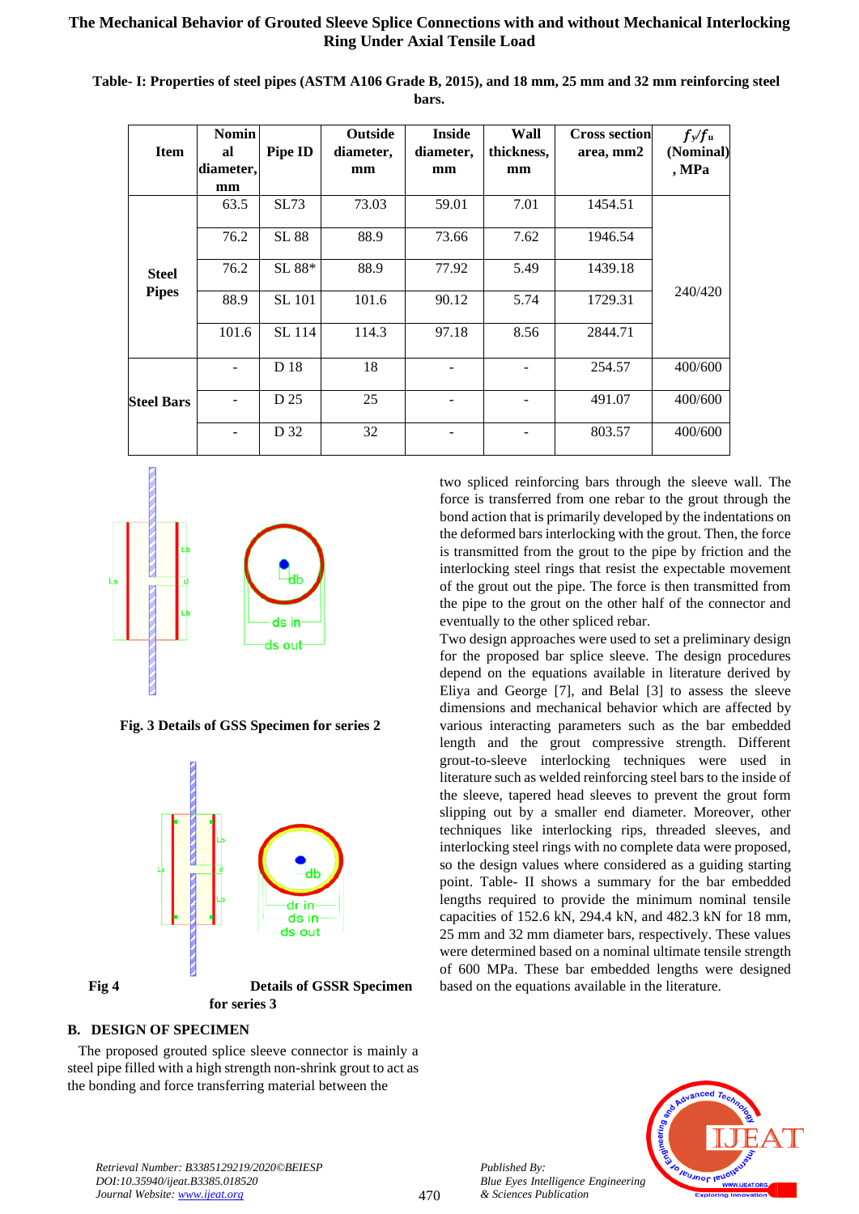**Table- I: Properties of steel pipes (ASTM A106 Grade B, 2015), and 18 mm, 25 mm and 32 mm reinforcing steel bars.**

| Item | Nominal diameter, mm | Pipe ID | Outside diameter, mm | Inside diameter, mm | Wall thickness, mm | Cross section area, mm2 | $f_y/f_u$ (Nominal), MPa |
|---|---|---|---|---|---|---|---|
| Steel Pipes | 63.5 | SL73 | 73.03 | 59.01 | 7.01 | 1454.51 | 240/420 |
| | 76.2 | SL 88 | 88.9 | 73.66 | 7.62 | 1946.54 | |
| | 76.2 | SL 88* | 88.9 | 77.92 | 5.49 | 1439.18 | |
| | 88.9 | SL 101 | 101.6 | 90.12 | 5.74 | 1729.31 | |
| | 101.6 | SL 114 | 114.3 | 97.18 | 8.56 | 2844.71 | |
| Steel Bars | - | D 18 | 18 | - | - | 254.57 | 400/600 |
| | - | D 25 | 25 | - | - | 491.07 | 400/600 |
| | - | D 32 | 32 | - | - | 803.57 | 400/600 |

**Fig. 3 Details of GSS Specimen for series 2**

**Fig 4 Details of GSSR Specimen for series 3**

### B. DESIGN OF SPECIMEN

The proposed grouted splice sleeve connector is mainly a steel pipe filled with a high strength non-shrink grout to act as the bonding and force transferring material between the two spliced reinforcing bars through the sleeve wall. The force is transferred from one rebar to the grout through the bond action that is primarily developed by the indentations on the deformed bars interlocking with the grout. Then, the force is transmitted from the grout to the pipe by friction and the interlocking steel rings that resist the expectable movement of the grout out the pipe. The force is then transmitted from the pipe to the grout on the other half of the connector and eventually to the other spliced rebar.

Two design approaches were used to set a preliminary design for the proposed bar splice sleeve. The design procedures depend on the equations available in literature derived by Eliya and George [7], and Belal [3] to assess the sleeve dimensions and mechanical behavior which are affected by various interacting parameters such as the bar embedded length and the grout compressive strength. Different grout-to-sleeve interlocking techniques were used in literature such as welded reinforcing steel bars to the inside of the sleeve, tapered head sleeves to prevent the grout form slipping out by a smaller end diameter. Moreover, other techniques like interlocking rips, threaded sleeves, and interlocking steel rings with no complete data were proposed, so the design values where considered as a guiding starting point. Table- II shows a summary for the bar embedded lengths required to provide the minimum nominal tensile capacities of 152.6 kN, 294.4 kN, and 482.3 kN for 18 mm, 25 mm and 32 mm diameter bars, respectively. These values were determined based on a nominal ultimate tensile strength of 600 MPa. These bar embedded lengths were designed based on the equations available in the literature.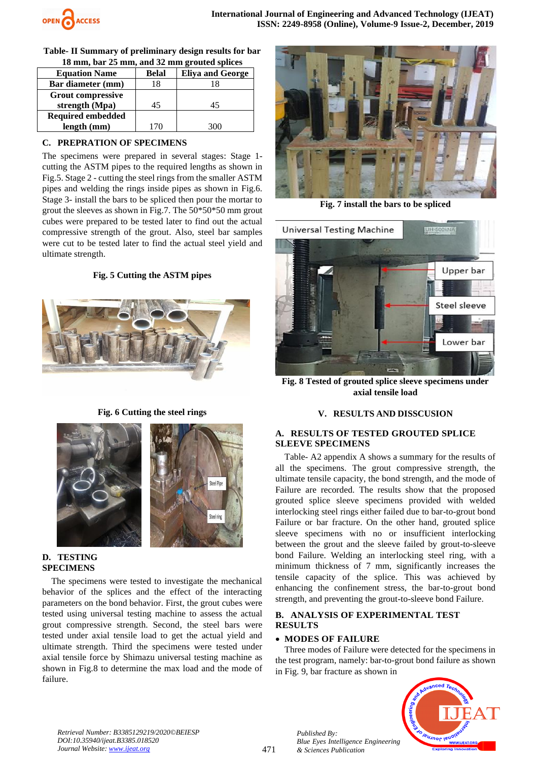Table- II Summary of preliminary design results for bar 18 mm, bar 25 mm, and 32 mm grouted splices

| Equation Name | Belal | Eliya and George |
|---|---|---|
| Bar diameter (mm) | 18 | 18 |
| Grout compressive strength (Mpa) | 45 | 45 |
| Required embedded length (mm) | 170 | 300 |

### C. PREPRATION OF SPECIMENS

The specimens were prepared in several stages: Stage 1- cutting the ASTM pipes to the required lengths as shown in Fig.5. Stage 2 - cutting the steel rings from the smaller ASTM pipes and welding the rings inside pipes as shown in Fig.6. Stage 3- install the bars to be spliced then pour the mortar to grout the sleeves as shown in Fig.7. The 50*50*50 mm grout cubes were prepared to be tested later to find out the actual compressive strength of the grout. Also, steel bar samples were cut to be tested later to find the actual steel yield and ultimate strength.

**Fig. 5 Cutting the ASTM pipes**

**Fig. 6 Cutting the steel rings**

### D. TESTING SPECIMENS

The specimens were tested to investigate the mechanical behavior of the splices and the effect of the interacting parameters on the bond behavior. First, the grout cubes were tested using universal testing machine to assess the actual grout compressive strength. Second, the steel bars were tested under axial tensile load to get the actual yield and ultimate strength. Third the specimens were tested under axial tensile force by Shimazu universal testing machine as shown in Fig.8 to determine the max load and the mode of failure.

**Fig. 7 install the bars to be spliced**

**Fig. 8 Tested of grouted splice sleeve specimens under axial tensile load**

## V. RESULTS AND DISSCUSION

### A. RESULTS OF TESTED GROUTED SPLICE SLEEVE SPECIMENS

Table- A2 appendix A shows a summary for the results of all the specimens. The grout compressive strength, the ultimate tensile capacity, the bond strength, and the mode of Failure are recorded. The results show that the proposed grouted splice sleeve specimens provided with welded interlocking steel rings either failed due to bar-to-grout bond Failure or bar fracture. On the other hand, grouted splice sleeve specimens with no or insufficient interlocking between the grout and the sleeve failed by grout-to-sleeve bond Failure. Welding an interlocking steel ring, with a minimum thickness of 7 mm, significantly increases the tensile capacity of the splice. This was achieved by enhancing the confinement stress, the bar-to-grout bond strength, and preventing the grout-to-sleeve bond Failure.

### B. ANALYSIS OF EXPERIMENTAL TEST RESULTS

- **MODES OF FAILURE**

Three modes of Failure were detected for the specimens in the test program, namely: bar-to-grout bond failure as shown in Fig. 9, bar fracture as shown in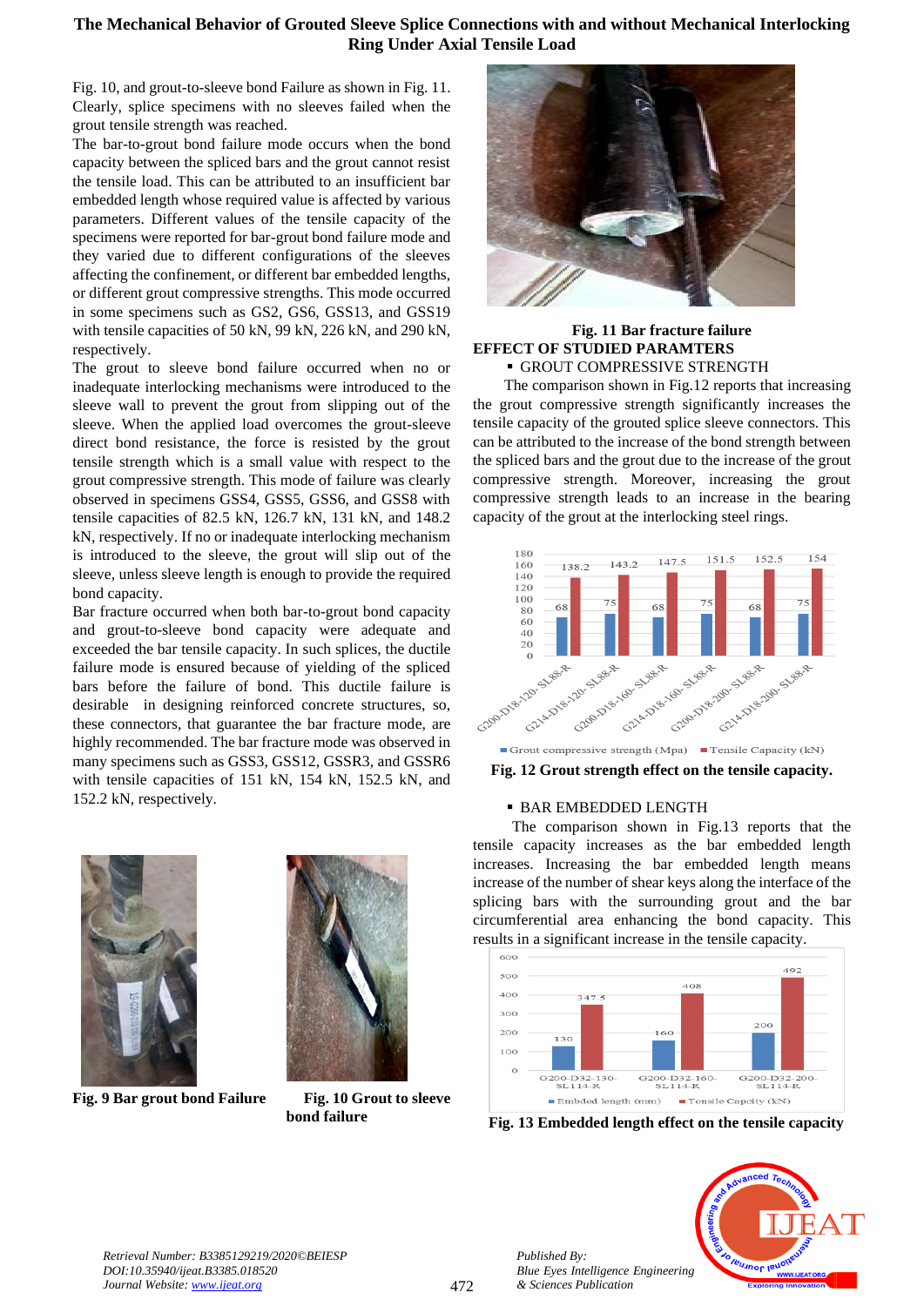Fig. 10, and grout-to-sleeve bond Failure as shown in Fig. 11. Clearly, splice specimens with no sleeves failed when the grout tensile strength was reached.

The bar-to-grout bond failure mode occurs when the bond capacity between the spliced bars and the grout cannot resist the tensile load. This can be attributed to an insufficient bar embedded length whose required value is affected by various parameters. Different values of the tensile capacity of the specimens were reported for bar-grout bond failure mode and they varied due to different configurations of the sleeves affecting the confinement, or different bar embedded lengths, or different grout compressive strengths. This mode occurred in some specimens such as GS2, GS6, GSS13, and GSS19 with tensile capacities of 50 kN, 99 kN, 226 kN, and 290 kN, respectively.

The grout to sleeve bond failure occurred when no or inadequate interlocking mechanisms were introduced to the sleeve wall to prevent the grout from slipping out of the sleeve. When the applied load overcomes the grout-sleeve direct bond resistance, the force is resisted by the grout tensile strength which is a small value with respect to the grout compressive strength. This mode of failure was clearly observed in specimens GSS4, GSS5, GSS6, and GSS8 with tensile capacities of 82.5 kN, 126.7 kN, 131 kN, and 148.2 kN, respectively. If no or inadequate interlocking mechanism is introduced to the sleeve, the grout will slip out of the sleeve, unless sleeve length is enough to provide the required bond capacity.

Bar fracture occurred when both bar-to-grout bond capacity and grout-to-sleeve bond capacity were adequate and exceeded the bar tensile capacity. In such splices, the ductile failure mode is ensured because of yielding of the spliced bars before the failure of bond. This ductile failure is desirable in designing reinforced concrete structures, so, these connectors, that guarantee the bar fracture mode, are highly recommended. The bar fracture mode was observed in many specimens such as GSS3, GSS12, GSSR3, and GSSR6 with tensile capacities of 151 kN, 154 kN, 152.5 kN, and 152.2 kN, respectively.

**Fig. 9 Bar grout bond Failure**

**Fig. 10 Grout to sleeve bond failure**

**Fig. 11 Bar fracture failure**

## EFFECT OF STUDIED PARAMTERS

- GROUT COMPRESSIVE STRENGTH

The comparison shown in Fig.12 reports that increasing the grout compressive strength significantly increases the tensile capacity of the grouted splice sleeve connectors. This can be attributed to the increase of the bond strength between the spliced bars and the grout due to the increase of the grout compressive strength. Moreover, increasing the grout compressive strength leads to an increase in the bearing capacity of the grout at the interlocking steel rings.

| Specimen | Grout compressive strength (Mpa) | Tensile Capacity (kN) |
|---|---|---|
| G200-D18-120-SL88-R | 68 | 138.2 |
| G214-D18-120-SL88-R | 75 | 143.2 |
| G200-D18-160-SL88-R | 68 | 147.5 |
| G214-D18-160-SL88-R | 75 | 151.5 |
| G200-D18-200-SL88-R | 68 | 152.5 |
| G214-D18-200-SL88-R | 75 | 154 |

**Fig. 12 Grout strength effect on the tensile capacity.**

- BAR EMBEDDED LENGTH

The comparison shown in Fig.13 reports that the tensile capacity increases as the bar embedded length increases. Increasing the bar embedded length means increase of the number of shear keys along the interface of the splicing bars with the surrounding grout and the bar circumferential area enhancing the bond capacity. This results in a significant increase in the tensile capacity.

| Specimen | Embded length (mm) | Tensile Capcity (kN) |
|---|---|---|
| G200-D32-130-SL114-R | 130 | 347.5 |
| G200-D32-160-SL114-R | 160 | 408 |
| G200-D32-200-SL114-R | 200 | 492 |

**Fig. 13 Embedded length effect on the tensile capacity**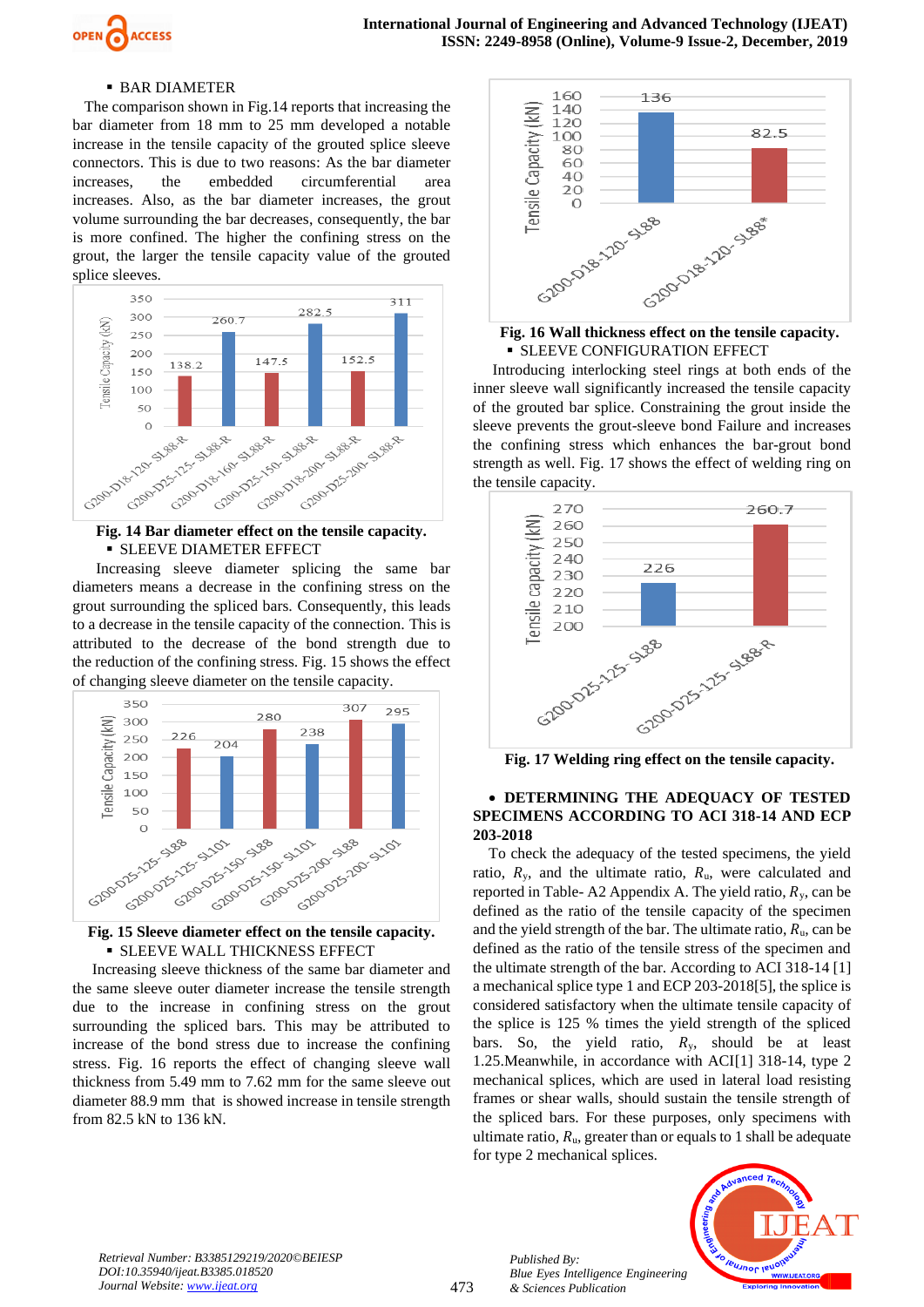- BAR DIAMETER

The comparison shown in Fig.14 reports that increasing the bar diameter from 18 mm to 25 mm developed a notable increase in the tensile capacity of the grouted splice sleeve connectors. This is due to two reasons: As the bar diameter increases, the embedded circumferential area increases. Also, as the bar diameter increases, the grout volume surrounding the bar decreases, consequently, the bar is more confined. The higher the confining stress on the grout, the larger the tensile capacity value of the grouted splice sleeves.

**Fig. 14 Bar diameter effect on the tensile capacity.**

- SLEEVE DIAMETER EFFECT

Increasing sleeve diameter splicing the same bar diameters means a decrease in the confining stress on the grout surrounding the spliced bars. Consequently, this leads to a decrease in the tensile capacity of the connection. This is attributed to the decrease of the bond strength due to the reduction of the confining stress. Fig. 15 shows the effect of changing sleeve diameter on the tensile capacity.

**Fig. 15 Sleeve diameter effect on the tensile capacity.**

- SLEEVE WALL THICKNESS EFFECT

Increasing sleeve thickness of the same bar diameter and the same sleeve outer diameter increase the tensile strength due to the increase in confining stress on the grout surrounding the spliced bars. This may be attributed to increase of the bond stress due to increase the confining stress. Fig. 16 reports the effect of changing sleeve wall thickness from 5.49 mm to 7.62 mm for the same sleeve out diameter 88.9 mm that is showed increase in tensile strength from 82.5 kN to 136 kN.

**Fig. 16 Wall thickness effect on the tensile capacity.**

- SLEEVE CONFIGURATION EFFECT

Introducing interlocking steel rings at both ends of the inner sleeve wall significantly increased the tensile capacity of the grouted bar splice. Constraining the grout inside the sleeve prevents the grout-sleeve bond Failure and increases the confining stress which enhances the bar-grout bond strength as well. Fig. 17 shows the effect of welding ring on the tensile capacity.

**Fig. 17 Welding ring effect on the tensile capacity.**

- **DETERMINING THE ADEQUACY OF TESTED SPECIMENS ACCORDING TO ACI 318-14 AND ECP 203-2018**

To check the adequacy of the tested specimens, the yield ratio, $R_y$, and the ultimate ratio, $R_u$, were calculated and reported in Table- A2 Appendix A. The yield ratio, $R_y$, can be defined as the ratio of the tensile stress of the specimen and the yield strength of the bar. The ultimate ratio, $R_u$, can be defined as the ratio of the tensile stress of the specimen and the ultimate strength of the bar. According to ACI 318-14 [1] a mechanical splice type 1 and ECP 203-2018[5], the splice is considered satisfactory when the ultimate tensile capacity of the splice is 125 % times the yield strength of the spliced bars. So, the yield ratio, $R_y$, should be at least 1.25.Meanwhile, in accordance with ACI[1] 318-14, type 2 mechanical splices, which are used in lateral load resisting frames or shear walls, should sustain the tensile strength of the spliced bars. For these purposes, only specimens with ultimate ratio, $R_u$, greater than or equals to 1 shall be adequate for type 2 mechanical splices.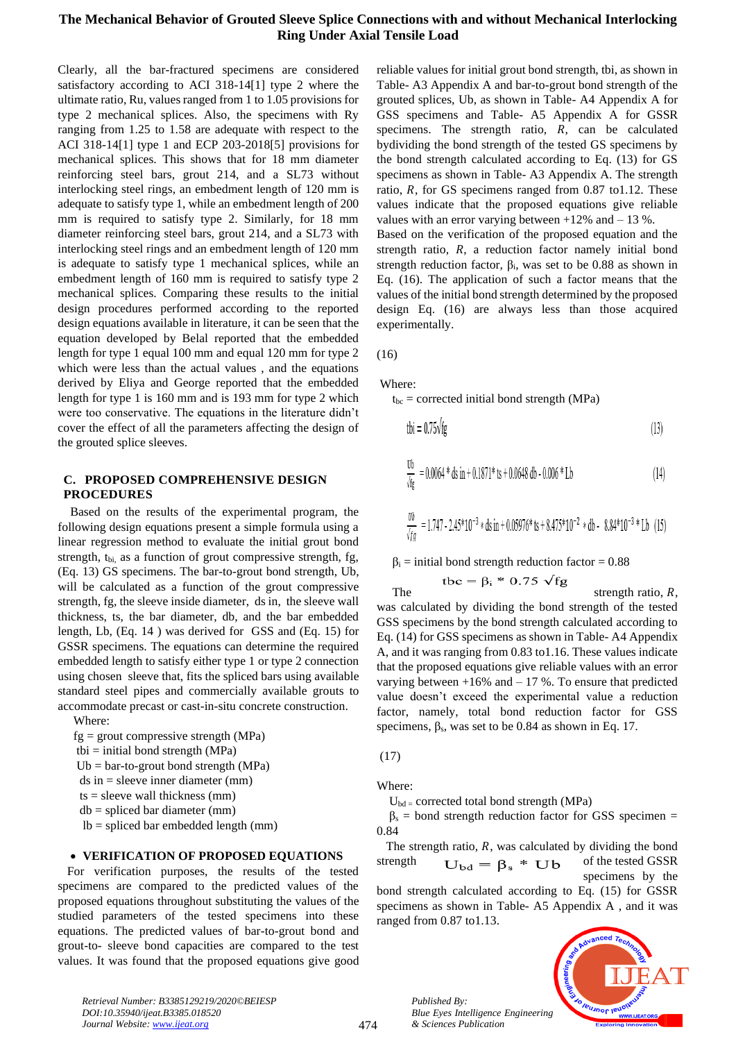Clearly, all the bar-fractured specimens are considered satisfactory according to ACI 318-14[1] type 2 where the ultimate ratio, Ru, values ranged from 1 to 1.05 provisions for type 2 mechanical splices. Also, the specimens with Ry ranging from 1.25 to 1.58 are adequate with respect to the ACI 318-14[1] type 1 and ECP 203-2018[5] provisions for mechanical splices. This shows that for 18 mm diameter reinforcing steel bars, grout 214, and a SL73 without interlocking steel rings, an embedment length of 120 mm is adequate to satisfy type 1, while an embedment length of 200 mm is required to satisfy type 2. Similarly, for 18 mm diameter reinforcing steel bars, grout 214, and a SL73 with interlocking steel rings and an embedment length of 120 mm is adequate to satisfy type 1 mechanical splices, while an embedment length of 160 mm is required to satisfy type 2 mechanical splices. Comparing these results to the initial design procedures performed according to the reported design equations available in literature, it can be seen that the equation developed by Belal reported that the embedded length for type 1 equal 100 mm and equal 120 mm for type 2 which were less than the actual values , and the equations derived by Eliya and George reported that the embedded length for type 1 is 160 mm and is 193 mm for type 2 which were too conservative. The equations in the literature didn't cover the effect of all the parameters affecting the design of the grouted splice sleeves.

### C. PROPOSED COMPREHENSIVE DESIGN PROCEDURES

Based on the results of the experimental program, the following design equations present a simple formula using a linear regression method to evaluate the initial grout bond strength, $t_{bi}$, as a function of grout compressive strength, fg, (Eq. 13) GS specimens. The bar-to-grout bond strength, Ub, will be calculated as a function of the grout compressive strength, fg, the sleeve inside diameter, ds in, the sleeve wall thickness, ts, the bar diameter, db, and the bar embedded length, Lb, (Eq. 14 ) was derived for GSS and (Eq. 15) for GSSR specimens. The equations can determine the required embedded length to satisfy either type 1 or type 2 connection using chosen sleeve that, fits the spliced bars using available standard steel pipes and commercially available grouts to accommodate precast or cast-in-situ concrete construction.

Where:

fg = grout compressive strength (MPa)  
tbi = initial bond strength (MPa)  
Ub = bar-to-grout bond strength (MPa)  
ds in = sleeve inner diameter (mm)  
ts = sleeve wall thickness (mm)  
db = spliced bar diameter (mm)  
lb = spliced bar embedded length (mm)

- **VERIFICATION OF PROPOSED EQUATIONS**

For verification purposes, the results of the tested specimens are compared to the predicted values of the proposed equations throughout substituting the values of the studied parameters of the tested specimens into these equations. The predicted values of bar-to-grout bond and grout-to- sleeve bond capacities are compared to the test values. It was found that the proposed equations give good reliable values for initial grout bond strength, tbi, as shown in Table- A3 Appendix A and bar-to-grout bond strength of the grouted splices, Ub, as shown in Table- A4 Appendix A for GSS specimens and Table- A5 Appendix A for GSSR specimens. The strength ratio, *R*, can be calculated bydividing the bond strength of the tested GS specimens by the bond strength calculated according to Eq. (13) for GS specimens as shown in Table- A3 Appendix A. The strength ratio, *R*, for GS specimens ranged from 0.87 to1.12. These values indicate that the proposed equations give reliable values with an error varying between +12% and – 13 %.

Based on the verification of the proposed equation and the strength ratio, *R*, a reduction factor namely initial bond strength reduction factor, $\beta_i$, was set to be 0.88 as shown in Eq. (16). The application of such a factor means that the values of the initial bond strength determined by the proposed design Eq. (16) are always less than those acquired experimentally.

$$t_{bc} = \beta_i * 0.75\sqrt{fg} \quad (16)$$

Where:

$t_{bc}$ = corrected initial bond strength (MPa)

$$t_{bi} = 0.75\sqrt{fg} \quad (13)$$

$$\frac{Ub}{\sqrt{fg}} = 0.0064 * ds\,in + 0.1871 * ts + 0.0648\,db - 0.006 * Lb \quad (14)$$

$$\frac{Ub}{\sqrt{fg}} = 1.747 - 2.45*10^{-3} * ds\,in + 0.05976 * ts + 8.475*10^{-2} * db - 8.84*10^{-3} * Lb \quad (15)$$

$\beta_i$ = initial bond strength reduction factor = 0.88

The strength ratio, *R*, was calculated by dividing the bond strength of the tested GSS specimens by the bond strength calculated according to Eq. (14) for GSS specimens as shown in Table- A4 Appendix A, and it was ranging from 0.83 to1.16. These values indicate that the proposed equations give reliable values with an error varying between +16% and – 17 %. To ensure that predicted value doesn't exceed the experimental value a reduction factor, namely, total bond reduction factor for GSS specimens, $\beta_s$, was set to be 0.84 as shown in Eq. 17.

$$U_{bd} = \beta_s * Ub \quad (17)$$

Where:

$U_{bd}$ = corrected total bond strength (MPa)  
$\beta_s$ = bond strength reduction factor for GSS specimen = 0.84

The strength ratio, *R*, was calculated by dividing the bond strength of the tested GSSR specimens by the bond strength calculated according to Eq. (15) for GSSR specimens as shown in Table- A5 Appendix A , and it was ranged from 0.87 to1.13.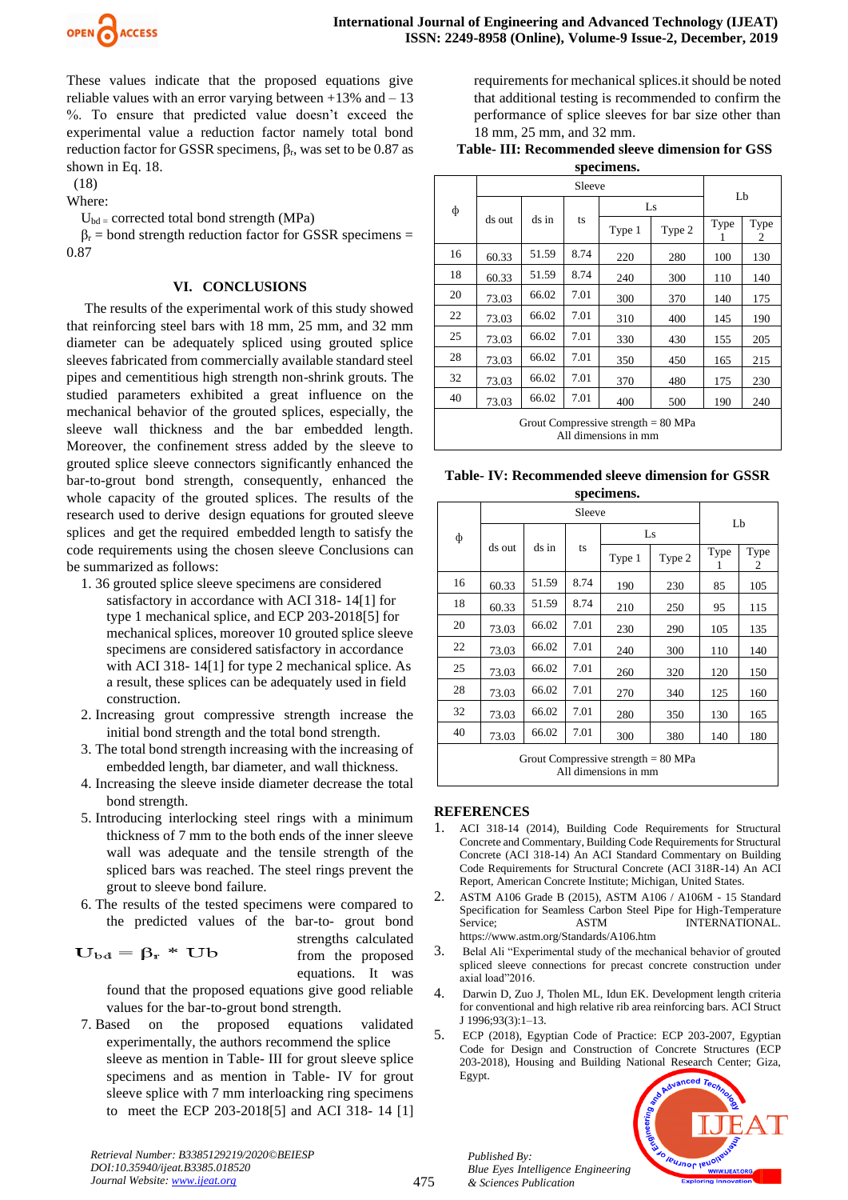These values indicate that the proposed equations give reliable values with an error varying between +13% and – 13 %. To ensure that predicted value doesn't exceed the experimental value a reduction factor namely total bond reduction factor for GSSR specimens, $\beta_r$, was set to be 0.87 as shown in Eq. 18.

$$U_{bd} = \beta_r * Ub \quad (18)$$

Where:

$U_{bd}$ = corrected total bond strength (MPa)

$\beta_r$ = bond strength reduction factor for GSSR specimens = 0.87

## VI. CONCLUSIONS

The results of the experimental work of this study showed that reinforcing steel bars with 18 mm, 25 mm, and 32 mm diameter can be adequately spliced using grouted splice sleeves fabricated from commercially available standard steel pipes and cementitious high strength non-shrink grouts. The studied parameters exhibited a great influence on the mechanical behavior of the grouted splices, especially, the sleeve wall thickness and the bar embedded length. Moreover, the confinement stress added by the sleeve to grouted splice sleeve connectors significantly enhanced the bar-to-grout bond strength, consequently, enhanced the whole capacity of the grouted splices. The results of the research used to derive design equations for grouted sleeve splices and get the required embedded length to satisfy the code requirements using the chosen sleeve Conclusions can be summarized as follows:

1. 36 grouted splice sleeve specimens are considered satisfactory in accordance with ACI 318- 14[1] for type 1 mechanical splice, and ECP 203-2018[5] for mechanical splices, moreover 10 grouted splice sleeve specimens are considered satisfactory in accordance with ACI 318- 14[1] for type 2 mechanical splice. As a result, these splices can be adequately used in field construction.
2. Increasing grout compressive strength increase the initial bond strength and the total bond strength.
3. The total bond strength increasing with the increasing of embedded length, bar diameter, and wall thickness.
4. Increasing the sleeve inside diameter decrease the total bond strength.
5. Introducing interlocking steel rings with a minimum thickness of 7 mm to the both ends of the inner sleeve wall was adequate and the tensile strength of the spliced bars was reached. The steel rings prevent the grout to sleeve bond failure.
6. The results of the tested specimens were compared to the predicted values of the bar-to- grout bond strengths calculated from the proposed equations. It was found that the proposed equations give good reliable values for the bar-to-grout bond strength.
7. Based on the proposed equations validated experimentally, the authors recommend the splice sleeve as mention in Table- III for grout sleeve splice specimens and as mention in Table- IV for grout sleeve splice with 7 mm interloacking ring specimens to meet the ECP 203-2018[5] and ACI 318- 14 [1] requirements for mechanical splices.it should be noted that additional testing is recommended to confirm the performance of splice sleeves for bar size other than 18 mm, 25 mm, and 32 mm.

**Table- III: Recommended sleeve dimension for GSS specimens.**

| ϕ | Sleeve | | | | | Lb | |
|---|---|---|---|---|---|---|---|
| | ds out | ds in | ts | Ls | | | |
| | | | | Type 1 | Type 2 | Type 1 | Type 2 |
| 16 | 60.33 | 51.59 | 8.74 | 220 | 280 | 100 | 130 |
| 18 | 60.33 | 51.59 | 8.74 | 240 | 300 | 110 | 140 |
| 20 | 73.03 | 66.02 | 7.01 | 300 | 370 | 140 | 175 |
| 22 | 73.03 | 66.02 | 7.01 | 310 | 400 | 145 | 190 |
| 25 | 73.03 | 66.02 | 7.01 | 330 | 430 | 155 | 205 |
| 28 | 73.03 | 66.02 | 7.01 | 350 | 450 | 165 | 215 |
| 32 | 73.03 | 66.02 | 7.01 | 370 | 480 | 175 | 230 |
| 40 | 73.03 | 66.02 | 7.01 | 400 | 500 | 190 | 240 |
| Grout Compressive strength = 80 MPa<br>All dimensions in mm | | | | | | | |

**Table- IV: Recommended sleeve dimension for GSSR specimens.**

| ϕ | Sleeve | | | | | Lb | |
|---|---|---|---|---|---|---|---|
| | ds out | ds in | ts | Ls | | | |
| | | | | Type 1 | Type 2 | Type 1 | Type 2 |
| 16 | 60.33 | 51.59 | 8.74 | 190 | 230 | 85 | 105 |
| 18 | 60.33 | 51.59 | 8.74 | 210 | 250 | 95 | 115 |
| 20 | 73.03 | 66.02 | 7.01 | 230 | 290 | 105 | 135 |
| 22 | 73.03 | 66.02 | 7.01 | 240 | 300 | 110 | 140 |
| 25 | 73.03 | 66.02 | 7.01 | 260 | 320 | 120 | 150 |
| 28 | 73.03 | 66.02 | 7.01 | 270 | 340 | 125 | 160 |
| 32 | 73.03 | 66.02 | 7.01 | 280 | 350 | 130 | 165 |
| 40 | 73.03 | 66.02 | 7.01 | 300 | 380 | 140 | 180 |
| Grout Compressive strength = 80 MPa<br>All dimensions in mm | | | | | | | |

## REFERENCES

1. ACI 318-14 (2014), Building Code Requirements for Structural Concrete and Commentary, Building Code Requirements for Structural Concrete (ACI 318-14) An ACI Standard Commentary on Building Code Requirements for Structural Concrete (ACI 318R-14) An ACI Report, American Concrete Institute; Michigan, United States.
2. ASTM A106 Grade B (2015), ASTM A106 / A106M - 15 Standard Specification for Seamless Carbon Steel Pipe for High-Temperature Service; ASTM INTERNATIONAL. https://www.astm.org/Standards/A106.htm
3. Belal Ali "Experimental study of the mechanical behavior of grouted spliced sleeve connections for precast concrete construction under axial load"2016.
4. Darwin D, Zuo J, Tholen ML, Idun EK. Development length criteria for conventional and high relative rib area reinforcing bars. ACI Struct J 1996;93(3):1–13.
5. ECP (2018), Egyptian Code of Practice: ECP 203-2007, Egyptian Code for Design and Construction of Concrete Structures (ECP 203-2018), Housing and Building National Research Center; Giza, Egypt.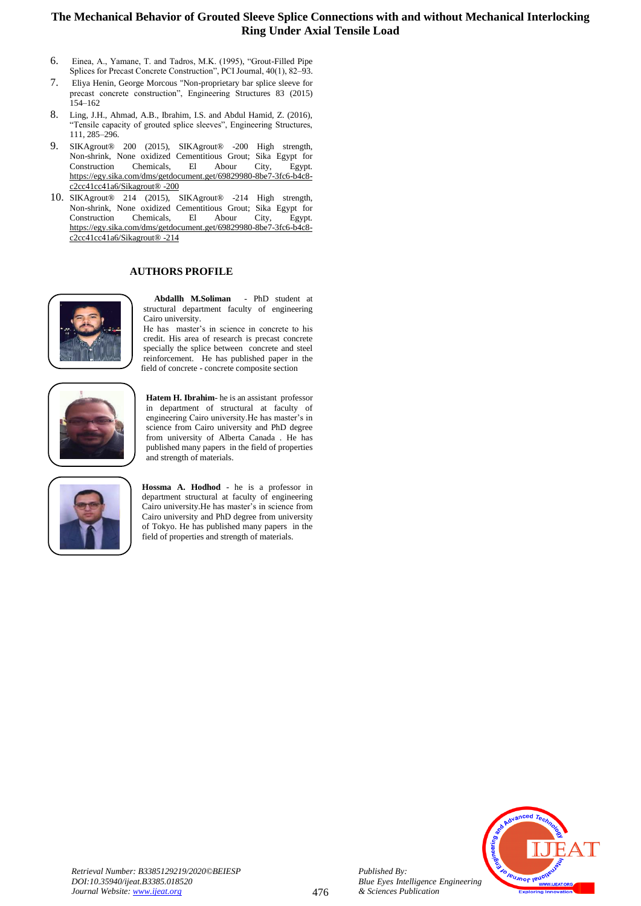6. Einea, A., Yamane, T. and Tadros, M.K. (1995), "Grout-Filled Pipe Splices for Precast Concrete Construction", PCI Journal, 40(1), 82–93.
7. Eliya Henin, George Morcous "Non-proprietary bar splice sleeve for precast concrete construction", Engineering Structures 83 (2015) 154–162
8. Ling, J.H., Ahmad, A.B., Ibrahim, I.S. and Abdul Hamid, Z. (2016), "Tensile capacity of grouted splice sleeves", Engineering Structures, 111, 285–296.
9. SIKAgrout® 200 (2015), SIKAgrout® -200 High strength, Non-shrink, None oxidized Cementitious Grout; Sika Egypt for Construction Chemicals, El Abour City, Egypt. https://egy.sika.com/dms/getdocument.get/69829980-8be7-3fc6-b4c8-c2cc41cc41a6/Sikagrout® -200
10. SIKAgrout® 214 (2015), SIKAgrout® -214 High strength, Non-shrink, None oxidized Cementitious Grout; Sika Egypt for Construction Chemicals, El Abour City, Egypt. https://egy.sika.com/dms/getdocument.get/69829980-8be7-3fc6-b4c8-c2cc41cc41a6/Sikagrout® -214

## AUTHORS PROFILE

**Abdallh M.Soliman** - PhD student at structural department faculty of engineering Cairo university.
He has master's in science in concrete to his credit. His area of research is precast concrete specially the splice between concrete and steel reinforcement. He has published paper in the field of concrete - concrete composite section

**Hatem H. Ibrahim**- he is an assistant professor in department of structural at faculty of engineering Cairo university.He has master's in science from Cairo university and PhD degree from university of Alberta Canada . He has published many papers in the field of properties and strength of materials.

**Hossma A. Hodhod** - he is a professor in department structural at faculty of engineering Cairo university.He has master's in science from Cairo university and PhD degree from university of Tokyo. He has published many papers in the field of properties and strength of materials.